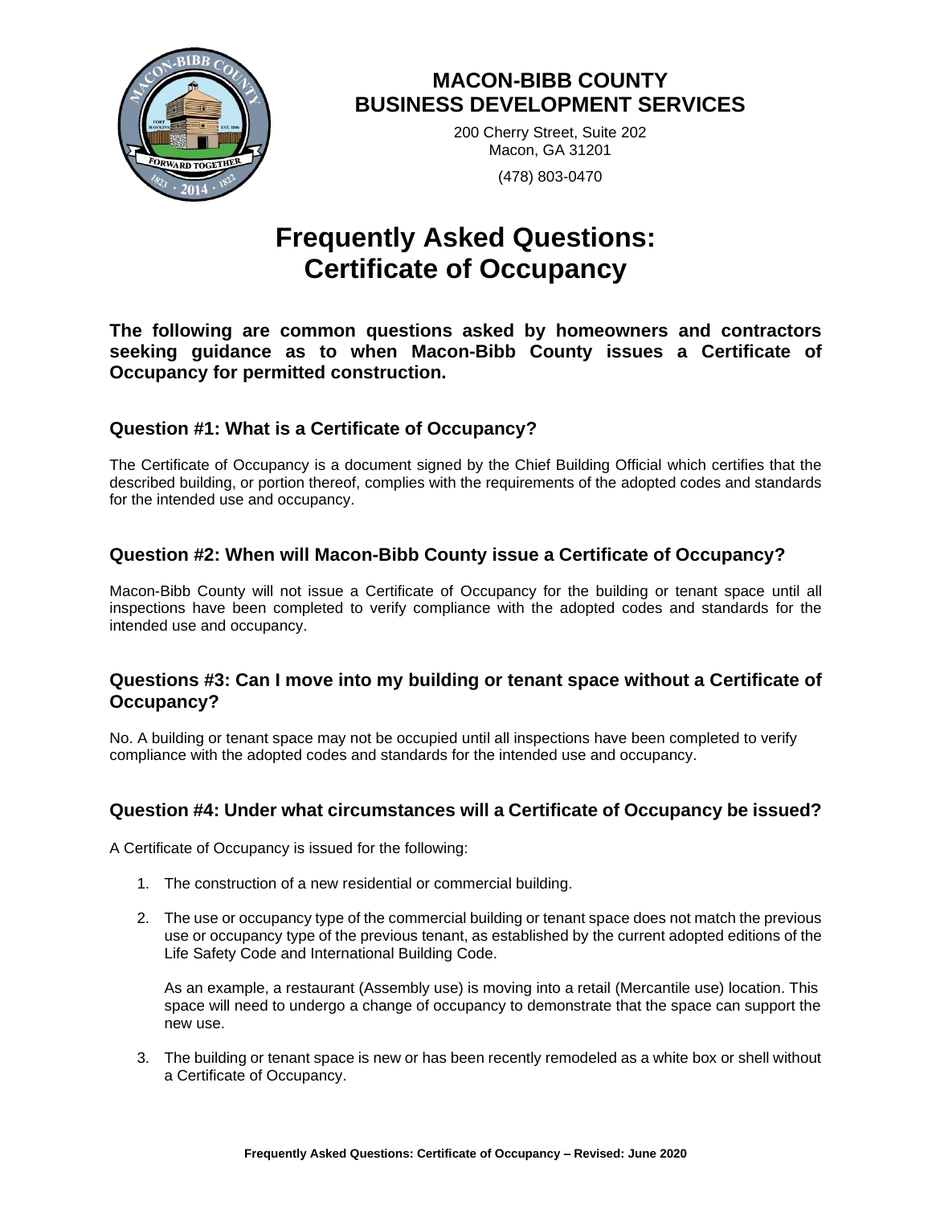# MACON-BIBB COUNTY
# BUSINESS DEVELOPMENT SERVICES

200 Cherry Street, Suite 202
Macon, GA 31201

(478) 803-0470

# Frequently Asked Questions: Certificate of Occupancy

**The following are common questions asked by homeowners and contractors seeking guidance as to when Macon-Bibb County issues a Certificate of Occupancy for permitted construction.**

### Question #1: What is a Certificate of Occupancy?

The Certificate of Occupancy is a document signed by the Chief Building Official which certifies that the described building, or portion thereof, complies with the requirements of the adopted codes and standards for the intended use and occupancy.

### Question #2: When will Macon-Bibb County issue a Certificate of Occupancy?

Macon-Bibb County will not issue a Certificate of Occupancy for the building or tenant space until all inspections have been completed to verify compliance with the adopted codes and standards for the intended use and occupancy.

### Questions #3: Can I move into my building or tenant space without a Certificate of Occupancy?

No. A building or tenant space may not be occupied until all inspections have been completed to verify compliance with the adopted codes and standards for the intended use and occupancy.

### Question #4: Under what circumstances will a Certificate of Occupancy be issued?

A Certificate of Occupancy is issued for the following:

1. The construction of a new residential or commercial building.

2. The use or occupancy type of the commercial building or tenant space does not match the previous use or occupancy type of the previous tenant, as established by the current adopted editions of the Life Safety Code and International Building Code.

   As an example, a restaurant (Assembly use) is moving into a retail (Mercantile use) location. This space will need to undergo a change of occupancy to demonstrate that the space can support the new use.

3. The building or tenant space is new or has been recently remodeled as a white box or shell without a Certificate of Occupancy.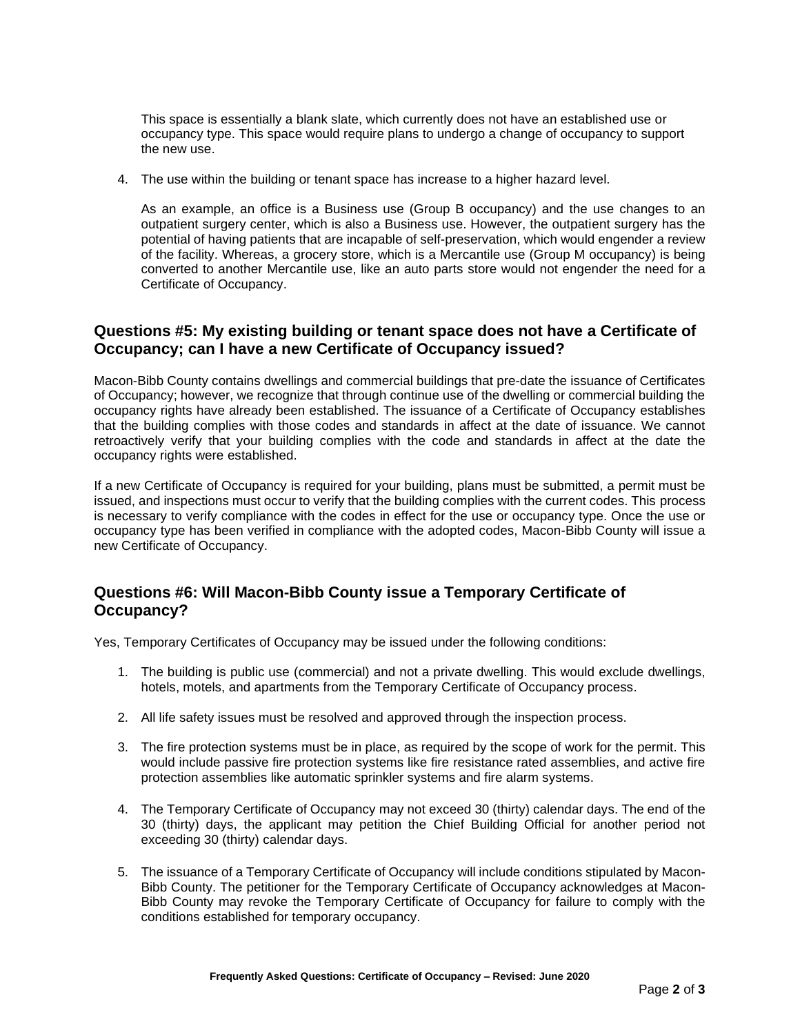This space is essentially a blank slate, which currently does not have an established use or occupancy type. This space would require plans to undergo a change of occupancy to support the new use.

4. The use within the building or tenant space has increase to a higher hazard level.

   As an example, an office is a Business use (Group B occupancy) and the use changes to an outpatient surgery center, which is also a Business use. However, the outpatient surgery has the potential of having patients that are incapable of self-preservation, which would engender a review of the facility. Whereas, a grocery store, which is a Mercantile use (Group M occupancy) is being converted to another Mercantile use, like an auto parts store would not engender the need for a Certificate of Occupancy.

## Questions #5: My existing building or tenant space does not have a Certificate of Occupancy; can I have a new Certificate of Occupancy issued?

Macon-Bibb County contains dwellings and commercial buildings that pre-date the issuance of Certificates of Occupancy; however, we recognize that through continue use of the dwelling or commercial building the occupancy rights have already been established. The issuance of a Certificate of Occupancy establishes that the building complies with those codes and standards in affect at the date of issuance. We cannot retroactively verify that your building complies with the code and standards in affect at the date the occupancy rights were established.

If a new Certificate of Occupancy is required for your building, plans must be submitted, a permit must be issued, and inspections must occur to verify that the building complies with the current codes. This process is necessary to verify compliance with the codes in effect for the use or occupancy type. Once the use or occupancy type has been verified in compliance with the adopted codes, Macon-Bibb County will issue a new Certificate of Occupancy.

## Questions #6: Will Macon-Bibb County issue a Temporary Certificate of Occupancy?

Yes, Temporary Certificates of Occupancy may be issued under the following conditions:

1. The building is public use (commercial) and not a private dwelling. This would exclude dwellings, hotels, motels, and apartments from the Temporary Certificate of Occupancy process.

2. All life safety issues must be resolved and approved through the inspection process.

3. The fire protection systems must be in place, as required by the scope of work for the permit. This would include passive fire protection systems like fire resistance rated assemblies, and active fire protection assemblies like automatic sprinkler systems and fire alarm systems.

4. The Temporary Certificate of Occupancy may not exceed 30 (thirty) calendar days. The end of the 30 (thirty) days, the applicant may petition the Chief Building Official for another period not exceeding 30 (thirty) calendar days.

5. The issuance of a Temporary Certificate of Occupancy will include conditions stipulated by Macon-Bibb County. The petitioner for the Temporary Certificate of Occupancy acknowledges at Macon-Bibb County may revoke the Temporary Certificate of Occupancy for failure to comply with the conditions established for temporary occupancy.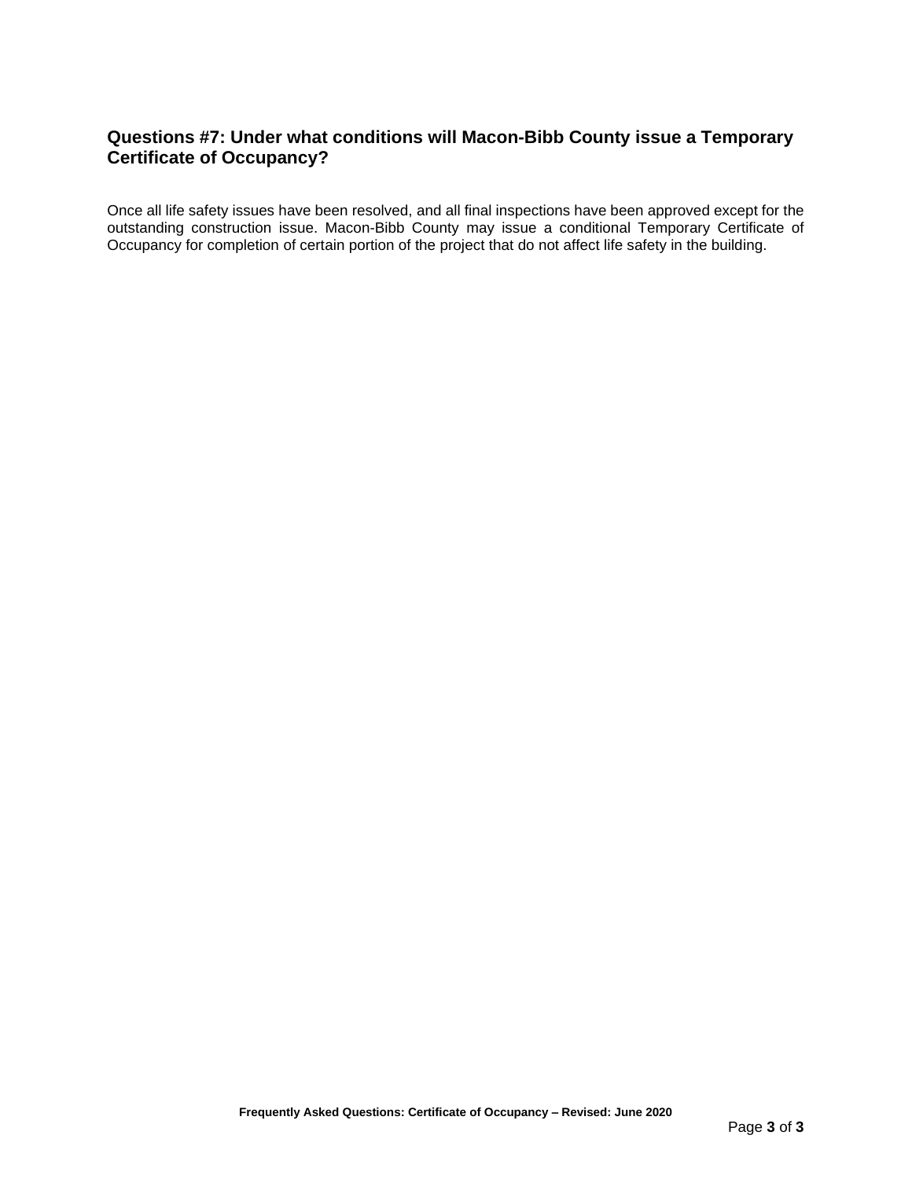## Questions #7: Under what conditions will Macon-Bibb County issue a Temporary Certificate of Occupancy?

Once all life safety issues have been resolved, and all final inspections have been approved except for the outstanding construction issue. Macon-Bibb County may issue a conditional Temporary Certificate of Occupancy for completion of certain portion of the project that do not affect life safety in the building.